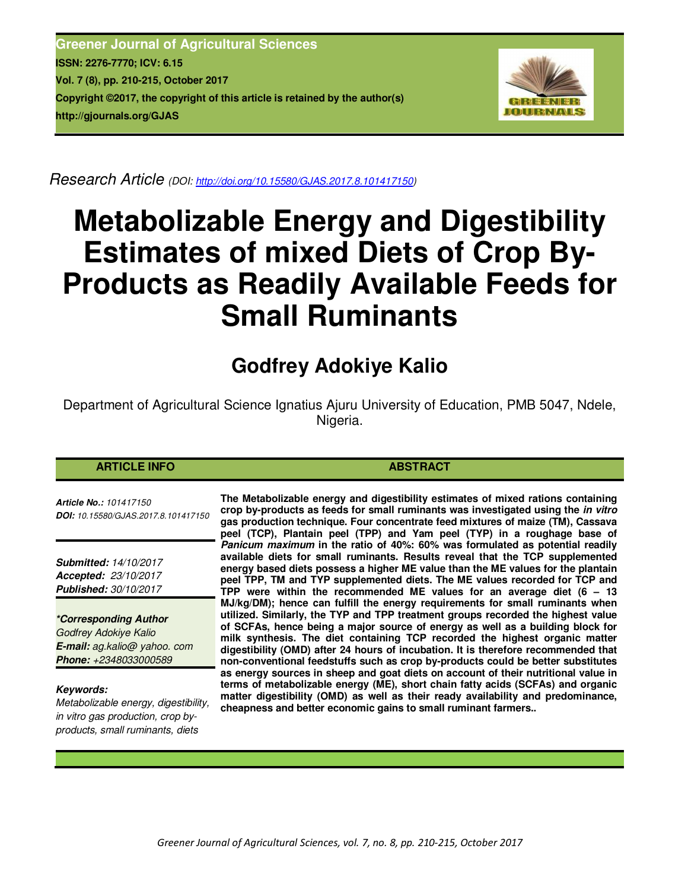**Greener Journal of Agricultural Sciences**
**ISSN: 2276-7770; ICV: 6.15**
**Vol. 7 (8), pp. 210-215, October 2017**
**Copyright ©2017, the copyright of this article is retained by the author(s)**
**http://gjournals.org/GJAS**

*Research Article* (DOI: http://doi.org/10.15580/GJAS.2017.8.101417150)

# Metabolizable Energy and Digestibility Estimates of mixed Diets of Crop By-Products as Readily Available Feeds for Small Ruminants

## Godfrey Adokiye Kalio

Department of Agricultural Science Ignatius Ajuru University of Education, PMB 5047, Ndele, Nigeria.

### ARTICLE INFO

***Article No.:*** *101417150*
***DOI:*** *10.15580/GJAS.2017.8.101417150*

***Submitted:*** *14/10/2017*
***Accepted:*** *23/10/2017*
***Published:*** *30/10/2017*

***\*Corresponding Author***
*Godfrey Adokiye Kalio*
***E-mail:*** *ag.kalio@ yahoo. com*
***Phone:*** *+2348033000589*

***Keywords:***
*Metabolizable energy, digestibility, in vitro gas production, crop by-products, small ruminants, diets*

### ABSTRACT

**The Metabolizable energy and digestibility estimates of mixed rations containing crop by-products as feeds for small ruminants was investigated using the *in vitro* gas production technique. Four concentrate feed mixtures of maize (TM), Cassava peel (TCP), Plantain peel (TPP) and Yam peel (TYP) in a roughage base of *Panicum maximum* in the ratio of 40%: 60% was formulated as potential readily available diets for small ruminants. Results reveal that the TCP supplemented energy based diets possess a higher ME value than the ME values for the plantain peel TPP, TM and TYP supplemented diets. The ME values recorded for TCP and TPP were within the recommended ME values for an average diet (6 – 13 MJ/kg/DM); hence can fulfill the energy requirements for small ruminants when utilized. Similarly, the TYP and TPP treatment groups recorded the highest value of SCFAs, hence being a major source of energy as well as a building block for milk synthesis. The diet containing TCP recorded the highest organic matter digestibility (OMD) after 24 hours of incubation. It is therefore recommended that non-conventional feedstuffs such as crop by-products could be better substitutes as energy sources in sheep and goat diets on account of their nutritional value in terms of metabolizable energy (ME), short chain fatty acids (SCFAs) and organic matter digestibility (OMD) as well as their ready availability and predominance, cheapness and better economic gains to small ruminant farmers..**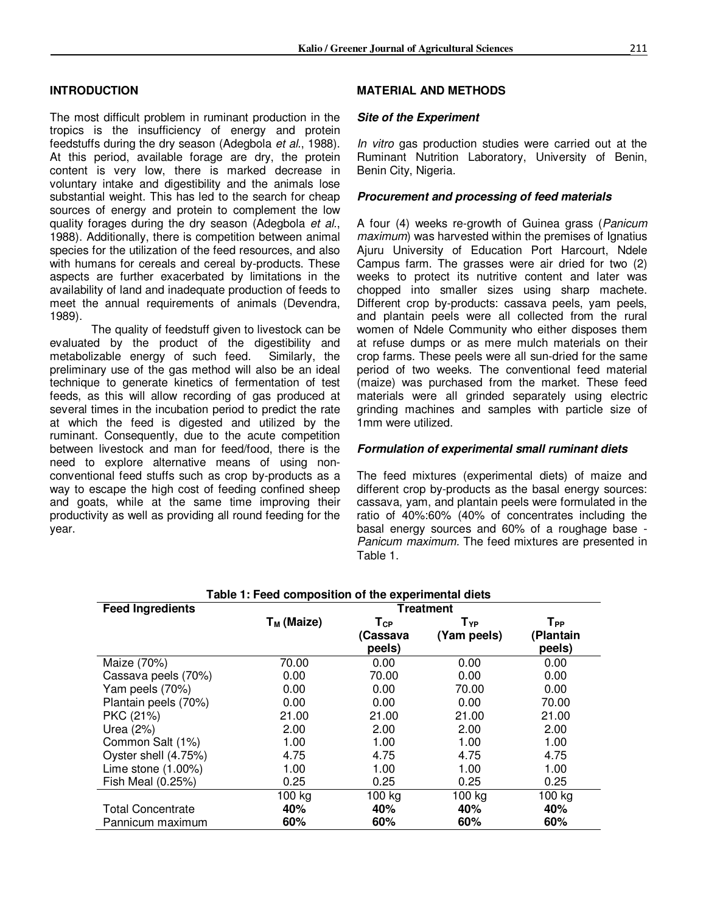## INTRODUCTION

The most difficult problem in ruminant production in the tropics is the insufficiency of energy and protein feedstuffs during the dry season (Adegbola *et al.*, 1988). At this period, available forage are dry, the protein content is very low, there is marked decrease in voluntary intake and digestibility and the animals lose substantial weight. This has led to the search for cheap sources of energy and protein to complement the low quality forages during the dry season (Adegbola *et al.*, 1988). Additionally, there is competition between animal species for the utilization of the feed resources, and also with humans for cereals and cereal by-products. These aspects are further exacerbated by limitations in the availability of land and inadequate production of feeds to meet the annual requirements of animals (Devendra, 1989).

The quality of feedstuff given to livestock can be evaluated by the product of the digestibility and metabolizable energy of such feed. Similarly, the preliminary use of the gas method will also be an ideal technique to generate kinetics of fermentation of test feeds, as this will allow recording of gas produced at several times in the incubation period to predict the rate at which the feed is digested and utilized by the ruminant. Consequently, due to the acute competition between livestock and man for feed/food, there is the need to explore alternative means of using non-conventional feed stuffs such as crop by-products as a way to escape the high cost of feeding confined sheep and goats, while at the same time improving their productivity as well as providing all round feeding for the year.

## MATERIAL AND METHODS

### *Site of the Experiment*

*In vitro* gas production studies were carried out at the Ruminant Nutrition Laboratory, University of Benin, Benin City, Nigeria.

### *Procurement and processing of feed materials*

A four (4) weeks re-growth of Guinea grass (*Panicum maximum*) was harvested within the premises of Ignatius Ajuru University of Education Port Harcourt, Ndele Campus farm. The grasses were air dried for two (2) weeks to protect its nutritive content and later was chopped into smaller sizes using sharp machete. Different crop by-products: cassava peels, yam peels, and plantain peels were all collected from the rural women of Ndele Community who either disposes them at refuse dumps or as mere mulch materials on their crop farms. These peels were all sun-dried for the same period of two weeks. The conventional feed material (maize) was purchased from the market. These feed materials were all grinded separately using electric grinding machines and samples with particle size of 1mm were utilized.

### *Formulation of experimental small ruminant diets*

The feed mixtures (experimental diets) of maize and different crop by-products as the basal energy sources: cassava, yam, and plantain peels were formulated in the ratio of 40%:60% (40% of concentrates including the basal energy sources and 60% of a roughage base - *Panicum maximum*. The feed mixtures are presented in Table 1.

**Table 1: Feed composition of the experimental diets**

| Feed Ingredients | Treatment | | | |
|---|---|---|---|---|
| | $T_M$ (Maize) | $T_{CP}$ (Cassava peels) | $T_{YP}$ (Yam peels) | $T_{PP}$ (Plantain peels) |
| Maize (70%) | 70.00 | 0.00 | 0.00 | 0.00 |
| Cassava peels (70%) | 0.00 | 70.00 | 0.00 | 0.00 |
| Yam peels (70%) | 0.00 | 0.00 | 70.00 | 0.00 |
| Plantain peels (70%) | 0.00 | 0.00 | 0.00 | 70.00 |
| PKC (21%) | 21.00 | 21.00 | 21.00 | 21.00 |
| Urea (2%) | 2.00 | 2.00 | 2.00 | 2.00 |
| Common Salt (1%) | 1.00 | 1.00 | 1.00 | 1.00 |
| Oyster shell (4.75%) | 4.75 | 4.75 | 4.75 | 4.75 |
| Lime stone (1.00%) | 1.00 | 1.00 | 1.00 | 1.00 |
| Fish Meal (0.25%) | 0.25 | 0.25 | 0.25 | 0.25 |
| | 100 kg | 100 kg | 100 kg | 100 kg |
| Total Concentrate | **40%** | **40%** | **40%** | **40%** |
| Pannicum maximum | **60%** | **60%** | **60%** | **60%** |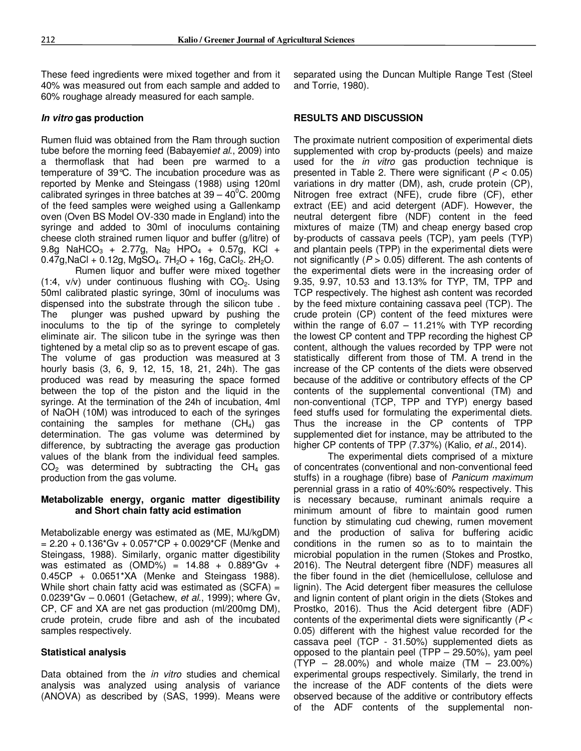These feed ingredients were mixed together and from it 40% was measured out from each sample and added to 60% roughage already measured for each sample.

### *In vitro* gas production

Rumen fluid was obtained from the Ram through suction tube before the morning feed (Babayemi*et al*., 2009) into a thermoflask that had been pre warmed to a temperature of 39°C. The incubation procedure was as reported by Menke and Steingass (1988) using 120ml calibrated syringes in three batches at 39 – 40$^0$C. 200mg of the feed samples were weighed using a Gallenkamp oven (Oven BS Model OV-330 made in England) into the syringe and added to 30ml of inoculums containing cheese cloth strained rumen liquor and buffer (g/litre) of 9.8g $NaHCO_3$ + 2.77g, $Na_2\ HPO_4$ + 0.57g, KCl + 0.47g,NaCl + 0.12g, $MgSO_4.\ 7H_2O$ + 16g, $CaCl_2.\ 2H_2O$.

Rumen liquor and buffer were mixed together (1:4, v/v) under continuous flushing with $CO_2$. Using 50ml calibrated plastic syringe, 30ml of inoculums was dispensed into the substrate through the silicon tube . The plunger was pushed upward by pushing the inoculums to the tip of the syringe to completely eliminate air. The silicon tube in the syringe was then tightened by a metal clip so as to prevent escape of gas. The volume of gas production was measured at 3 hourly basis (3, 6, 9, 12, 15, 18, 21, 24h). The gas produced was read by measuring the space formed between the top of the piston and the liquid in the syringe. At the termination of the 24h of incubation, 4ml of NaOH (10M) was introduced to each of the syringes containing the samples for methane ($CH_4$) gas determination. The gas volume was determined by difference, by subtracting the average gas production values of the blank from the individual feed samples. $CO_2$ was determined by subtracting the $CH_4$ gas production from the gas volume.

### Metabolizable energy, organic matter digestibility and Short chain fatty acid estimation

Metabolizable energy was estimated as (ME, MJ/kgDM) = 2.20 + 0.136*Gv + 0.057*CP + 0.0029*CF (Menke and Steingass, 1988). Similarly, organic matter digestibility was estimated as (OMD%) = 14.88 + 0.889*Gv + 0.45CP + 0.0651*XA (Menke and Steingass 1988). While short chain fatty acid was estimated as (SCFA) = 0.0239*Gv – 0.0601 (Getachew, *et al*., 1999); where Gv, CP, CF and XA are net gas production (ml/200mg DM), crude protein, crude fibre and ash of the incubated samples respectively.

### Statistical analysis

Data obtained from the *in vitro* studies and chemical analysis was analyzed using analysis of variance (ANOVA) as described by (SAS, 1999). Means were separated using the Duncan Multiple Range Test (Steel and Torrie, 1980).

## RESULTS AND DISCUSSION

The proximate nutrient composition of experimental diets supplemented with crop by-products (peels) and maize used for the *in vitro* gas production technique is presented in Table 2. There were significant ($P < 0.05$) variations in dry matter (DM), ash, crude protein (CP), Nitrogen free extract (NFE), crude fibre (CF), ether extract (EE) and acid detergent (ADF). However, the neutral detergent fibre (NDF) content in the feed mixtures of maize (TM) and cheap energy based crop by-products of cassava peels (TCP), yam peels (TYP) and plantain peels (TPP) in the experimental diets were not significantly ($P > 0.05$) different. The ash contents of the experimental diets were in the increasing order of 9.35, 9.97, 10.53 and 13.13% for TYP, TM, TPP and TCP respectively. The highest ash content was recorded by the feed mixture containing cassava peel (TCP). The crude protein (CP) content of the feed mixtures were within the range of 6.07 – 11.21% with TYP recording the lowest CP content and TPP recording the highest CP content, although the values recorded by TPP were not statistically different from those of TM. A trend in the increase of the CP contents of the diets were observed because of the additive or contributory effects of the CP contents of the supplemental conventional (TM) and non-conventional (TCP, TPP and TYP) energy based feed stuffs used for formulating the experimental diets. Thus the increase in the CP contents of TPP supplemented diet for instance, may be attributed to the higher CP contents of TPP (7.37%) (Kalio, *et al*., 2014).

The experimental diets comprised of a mixture of concentrates (conventional and non-conventional feed stuffs) in a roughage (fibre) base of *Panicum maximum* perennial grass in a ratio of 40%:60% respectively. This is necessary because, ruminant animals require a minimum amount of fibre to maintain good rumen function by stimulating cud chewing, rumen movement and the production of saliva for buffering acidic conditions in the rumen so as to to maintain the microbial population in the rumen (Stokes and Prostko, 2016). The Neutral detergent fibre (NDF) measures all the fiber found in the diet (hemicellulose, cellulose and lignin). The Acid detergent fiber measures the cellulose and lignin content of plant origin in the diets (Stokes and Prostko, 2016). Thus the Acid detergent fibre (ADF) contents of the experimental diets were significantly ($P < 0.05$) different with the highest value recorded for the cassava peel (TCP - 31.50%) supplemented diets as opposed to the plantain peel (TPP – 29.50%), yam peel (TYP – 28.00%) and whole maize (TM – 23.00%) experimental groups respectively. Similarly, the trend in the increase of the ADF contents of the diets were observed because of the additive or contributory effects of the ADF contents of the supplemental non-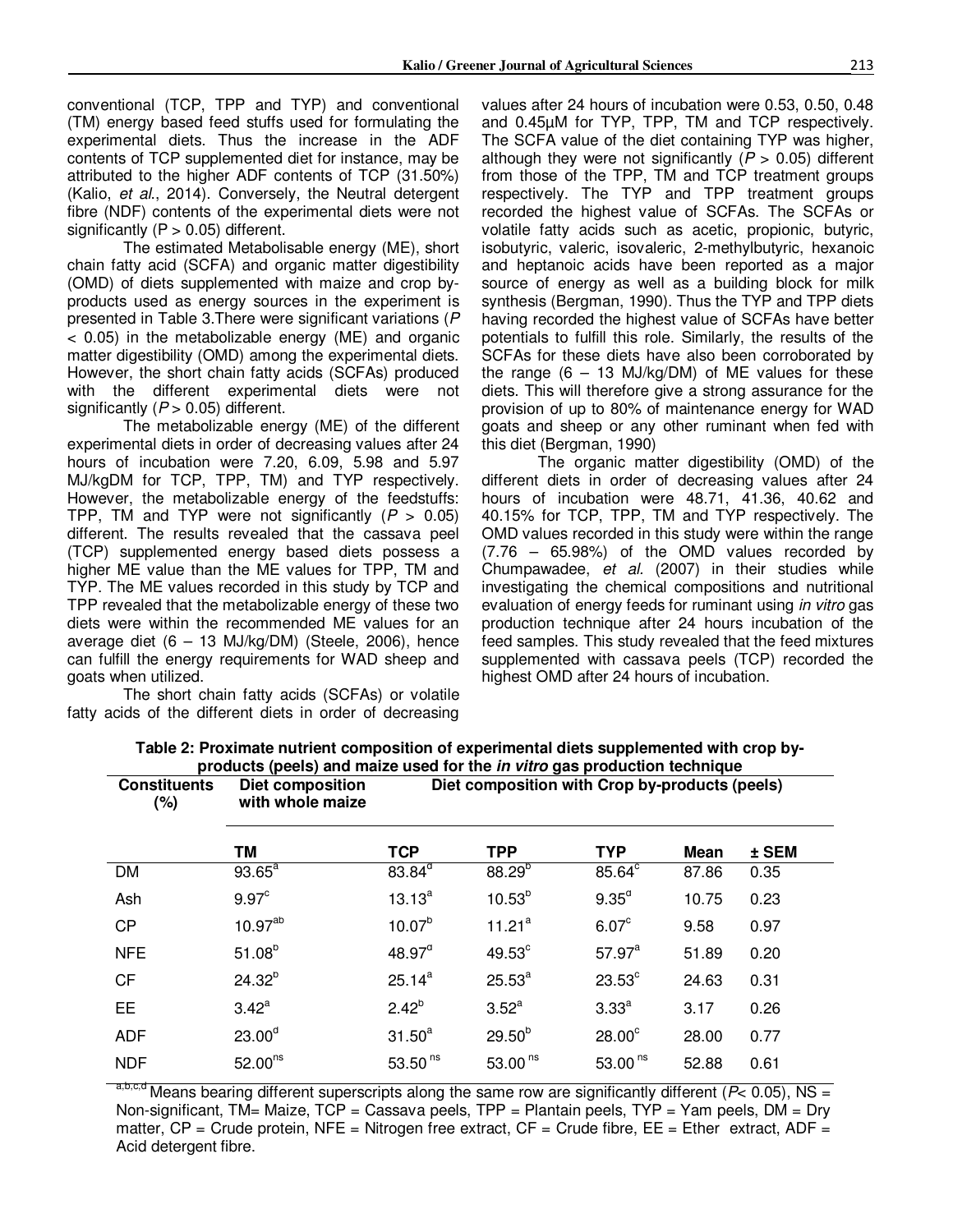conventional (TCP, TPP and TYP) and conventional (TM) energy based feed stuffs used for formulating the experimental diets. Thus the increase in the ADF contents of TCP supplemented diet for instance, may be attributed to the higher ADF contents of TCP (31.50%) (Kalio, *et al*., 2014). Conversely, the Neutral detergent fibre (NDF) contents of the experimental diets were not significantly ($P > 0.05$) different.

The estimated Metabolisable energy (ME), short chain fatty acid (SCFA) and organic matter digestibility (OMD) of diets supplemented with maize and crop by-products used as energy sources in the experiment is presented in Table 3.There were significant variations ($P < 0.05$) in the metabolizable energy (ME) and organic matter digestibility (OMD) among the experimental diets. However, the short chain fatty acids (SCFAs) produced with the different experimental diets were not significantly ($P > 0.05$) different.

The metabolizable energy (ME) of the different experimental diets in order of decreasing values after 24 hours of incubation were 7.20, 6.09, 5.98 and 5.97 MJ/kgDM for TCP, TPP, TM) and TYP respectively. However, the metabolizable energy of the feedstuffs: TPP, TM and TYP were not significantly ($P > 0.05$) different. The results revealed that the cassava peel (TCP) supplemented energy based diets possess a higher ME value than the ME values for TPP, TM and TYP. The ME values recorded in this study by TCP and TPP revealed that the metabolizable energy of these two diets were within the recommended ME values for an average diet (6 – 13 MJ/kg/DM) (Steele, 2006), hence can fulfill the energy requirements for WAD sheep and goats when utilized.

The short chain fatty acids (SCFAs) or volatile fatty acids of the different diets in order of decreasing values after 24 hours of incubation were 0.53, 0.50, 0.48 and 0.45µM for TYP, TPP, TM and TCP respectively. The SCFA value of the diet containing TYP was higher, although they were not significantly ($P > 0.05$) different from those of the TPP, TM and TCP treatment groups respectively. The TYP and TPP treatment groups recorded the highest value of SCFAs. The SCFAs or volatile fatty acids such as acetic, propionic, butyric, isobutyric, valeric, isovaleric, 2-methylbutyric, hexanoic and heptanoic acids have been reported as a major source of energy as well as a building block for milk synthesis (Bergman, 1990). Thus the TYP and TPP diets having recorded the highest value of SCFAs have better potentials to fulfill this role. Similarly, the results of the SCFAs for these diets have also been corroborated by the range (6 – 13 MJ/kg/DM) of ME values for these diets. This will therefore give a strong assurance for the provision of up to 80% of maintenance energy for WAD goats and sheep or any other ruminant when fed with this diet (Bergman, 1990)

The organic matter digestibility (OMD) of the different diets in order of decreasing values after 24 hours of incubation were 48.71, 41.36, 40.62 and 40.15% for TCP, TPP, TM and TYP respectively. The OMD values recorded in this study were within the range (7.76 – 65.98%) of the OMD values recorded by Chumpawadee, *et al.* (2007) in their studies while investigating the chemical compositions and nutritional evaluation of energy feeds for ruminant using *in vitro* gas production technique after 24 hours incubation of the feed samples. This study revealed that the feed mixtures supplemented with cassava peels (TCP) recorded the highest OMD after 24 hours of incubation.

**Table 2: Proximate nutrient composition of experimental diets supplemented with crop by-products (peels) and maize used for the *in vitro* gas production technique**

| Constituents (%) | Diet composition with whole maize | Diet composition with Crop by-products (peels) | | | | |
|---|---|---|---|---|---|---|
| | TM | TCP | TPP | TYP | Mean | ± SEM |
| DM | $93.65^{a}$ | $83.84^{d}$ | $88.29^{b}$ | $85.64^{c}$ | 87.86 | 0.35 |
| Ash | $9.97^{c}$ | $13.13^{a}$ | $10.53^{b}$ | $9.35^{d}$ | 10.75 | 0.23 |
| CP | $10.97^{ab}$ | $10.07^{b}$ | $11.21^{a}$ | $6.07^{c}$ | 9.58 | 0.97 |
| NFE | $51.08^{b}$ | $48.97^{d}$ | $49.53^{c}$ | $57.97^{a}$ | 51.89 | 0.20 |
| CF | $24.32^{b}$ | $25.14^{a}$ | $25.53^{a}$ | $23.53^{c}$ | 24.63 | 0.31 |
| EE | $3.42^{a}$ | $2.42^{b}$ | $3.52^{a}$ | $3.33^{a}$ | 3.17 | 0.26 |
| ADF | $23.00^{d}$ | $31.50^{a}$ | $29.50^{b}$ | $28.00^{c}$ | 28.00 | 0.77 |
| NDF | $52.00^{ns}$ | $53.50^{ns}$ | $53.00^{ns}$ | $53.00^{ns}$ | 52.88 | 0.61 |

[a,b,c,d] Means bearing different superscripts along the same row are significantly different ($P < 0.05$), NS = Non-significant, TM= Maize, TCP = Cassava peels, TPP = Plantain peels, TYP = Yam peels, DM = Dry matter, CP = Crude protein, NFE = Nitrogen free extract, CF = Crude fibre, EE = Ether extract, ADF = Acid detergent fibre.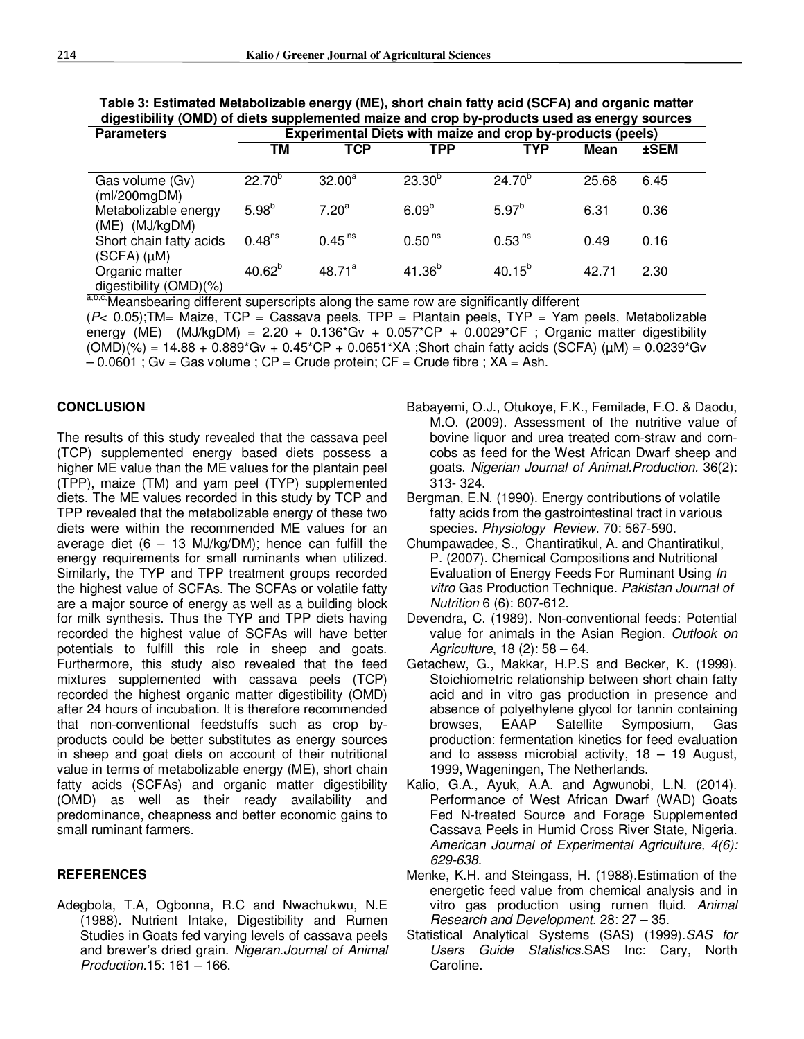**Table 3: Estimated Metabolizable energy (ME), short chain fatty acid (SCFA) and organic matter digestibility (OMD) of diets supplemented maize and crop by-products used as energy sources**

| Parameters | Experimental Diets with maize and crop by-products (peels) | | | | | |
|---|---|---|---|---|---|---|
| | TM | TCP | TPP | TYP | Mean | ±SEM |
| Gas volume (Gv) (ml/200mgDM) | $22.70^{b}$ | $32.00^{a}$ | $23.30^{b}$ | $24.70^{b}$ | 25.68 | 6.45 |
| Metabolizable energy (ME) (MJ/kgDM) | $5.98^{b}$ | $7.20^{a}$ | $6.09^{b}$ | $5.97^{b}$ | 6.31 | 0.36 |
| Short chain fatty acids (SCFA) (µM) | $0.48^{ns}$ | $0.45^{ns}$ | $0.50^{ns}$ | $0.53^{ns}$ | 0.49 | 0.16 |
| Organic matter digestibility (OMD)(%) | $40.62^{b}$ | $48.71^{a}$ | $41.36^{b}$ | $40.15^{b}$ | 42.71 | 2.30 |

[a,b,c] Meansbearing different superscripts along the same row are significantly different ($P < 0.05$);TM= Maize, TCP = Cassava peels, TPP = Plantain peels, TYP = Yam peels, Metabolizable energy (ME) (MJ/kgDM) = 2.20 + 0.136*Gv + 0.057*CP + 0.0029*CF ; Organic matter digestibility (OMD)(%) = 14.88 + 0.889*Gv + 0.45*CP + 0.0651*XA ;Short chain fatty acids (SCFA) (µM) = 0.0239*Gv – 0.0601 ; Gv = Gas volume ; CP = Crude protein; CF = Crude fibre ; XA = Ash.

## CONCLUSION

The results of this study revealed that the cassava peel (TCP) supplemented energy based diets possess a higher ME value than the ME values for the plantain peel (TPP), maize (TM) and yam peel (TYP) supplemented diets. The ME values recorded in this study by TCP and TPP revealed that the metabolizable energy of these two diets were within the recommended ME values for an average diet (6 – 13 MJ/kg/DM); hence can fulfill the energy requirements for small ruminants when utilized. Similarly, the TYP and TPP treatment groups recorded the highest value of SCFAs. The SCFAs or volatile fatty are a major source of energy as well as a building block for milk synthesis. Thus the TYP and TPP diets having recorded the highest value of SCFAs will have better potentials to fulfill this role in sheep and goats. Furthermore, this study also revealed that the feed mixtures supplemented with cassava peels (TCP) recorded the highest organic matter digestibility (OMD) after 24 hours of incubation. It is therefore recommended that non-conventional feedstuffs such as crop by-products could be better substitutes as energy sources in sheep and goat diets on account of their nutritional value in terms of metabolizable energy (ME), short chain fatty acids (SCFAs) and organic matter digestibility (OMD) as well as their ready availability and predominance, cheapness and better economic gains to small ruminant farmers.

## REFERENCES

Adegbola, T.A, Ogbonna, R.C and Nwachukwu, N.E (1988). Nutrient Intake, Digestibility and Rumen Studies in Goats fed varying levels of cassava peels and brewer's dried grain. *Nigeran.Journal of Animal Production.*15: 161 – 166.

Babayemi, O.J., Otukoye, F.K., Femilade, F.O. & Daodu, M.O. (2009). Assessment of the nutritive value of bovine liquor and urea treated corn-straw and corn-cobs as feed for the West African Dwarf sheep and goats. *Nigerian Journal of Animal.Production.* 36(2): 313- 324.

Bergman, E.N. (1990). Energy contributions of volatile fatty acids from the gastrointestinal tract in various species. *Physiology Review*. 70: 567-590.

Chumpawadee, S., Chantiratikul, A. and Chantiratikul, P. (2007). Chemical Compositions and Nutritional Evaluation of Energy Feeds For Ruminant Using *In vitro* Gas Production Technique. *Pakistan Journal of Nutrition* 6 (6): 607-612.

Devendra, C. (1989). Non-conventional feeds: Potential value for animals in the Asian Region. *Outlook on Agriculture*, 18 (2): 58 – 64.

Getachew, G., Makkar, H.P.S and Becker, K. (1999). Stoichiometric relationship between short chain fatty acid and in vitro gas production in presence and absence of polyethylene glycol for tannin containing browses, EAAP Satellite Symposium, Gas production: fermentation kinetics for feed evaluation and to assess microbial activity, 18 – 19 August, 1999, Wageningen, The Netherlands.

Kalio, G.A., Ayuk, A.A. and Agwunobi, L.N. (2014). Performance of West African Dwarf (WAD) Goats Fed N-treated Source and Forage Supplemented Cassava Peels in Humid Cross River State, Nigeria. *American Journal of Experimental Agriculture, 4(6): 629-638.*

Menke, K.H. and Steingass, H. (1988).Estimation of the energetic feed value from chemical analysis and in vitro gas production using rumen fluid. *Animal Research and Development*. 28: 27 – 35.

Statistical Analytical Systems (SAS) (1999).*SAS for Users Guide Statistics*.SAS Inc: Cary, North Caroline.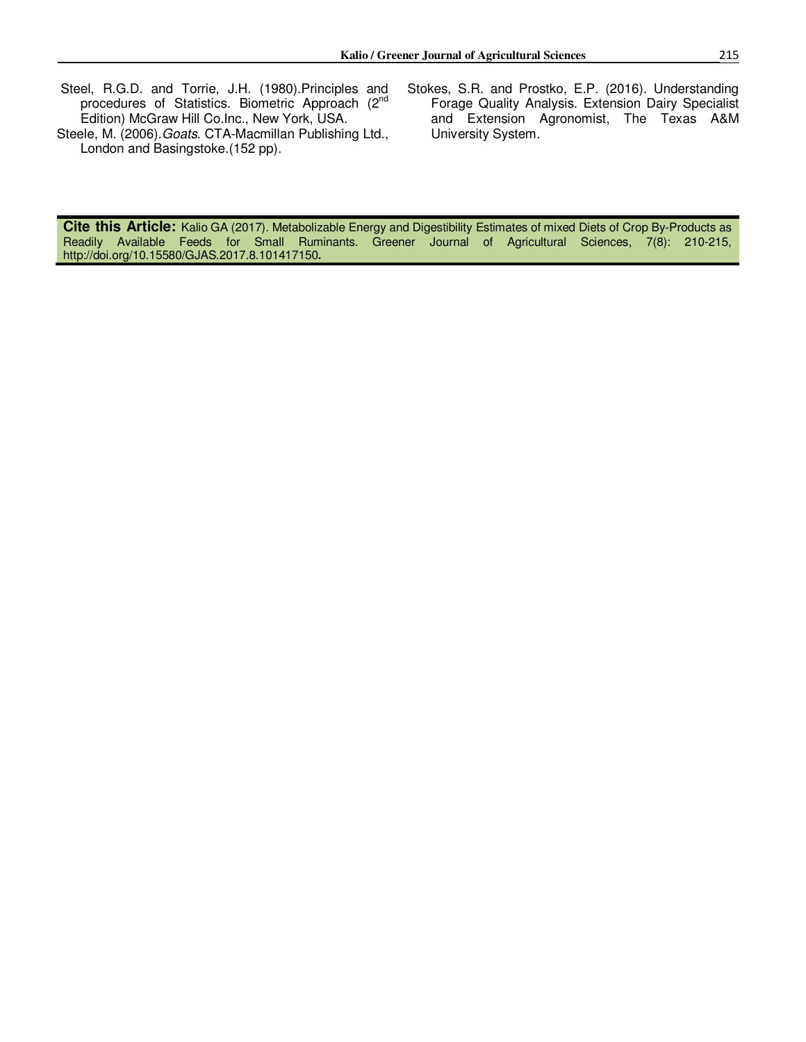Steel, R.G.D. and Torrie, J.H. (1980).Principles and procedures of Statistics. Biometric Approach (2nd Edition) McGraw Hill Co.Inc., New York, USA.

Steele, M. (2006).*Goats*. CTA-Macmillan Publishing Ltd., London and Basingstoke.(152 pp).

Stokes, S.R. and Prostko, E.P. (2016). Understanding Forage Quality Analysis. Extension Dairy Specialist and Extension Agronomist, The Texas A&M University System.

**Cite this Article:** Kalio GA (2017). Metabolizable Energy and Digestibility Estimates of mixed Diets of Crop By-Products as Readily Available Feeds for Small Ruminants. Greener Journal of Agricultural Sciences, 7(8): 210-215, http://doi.org/10.15580/GJAS.2017.8.101417150**.**